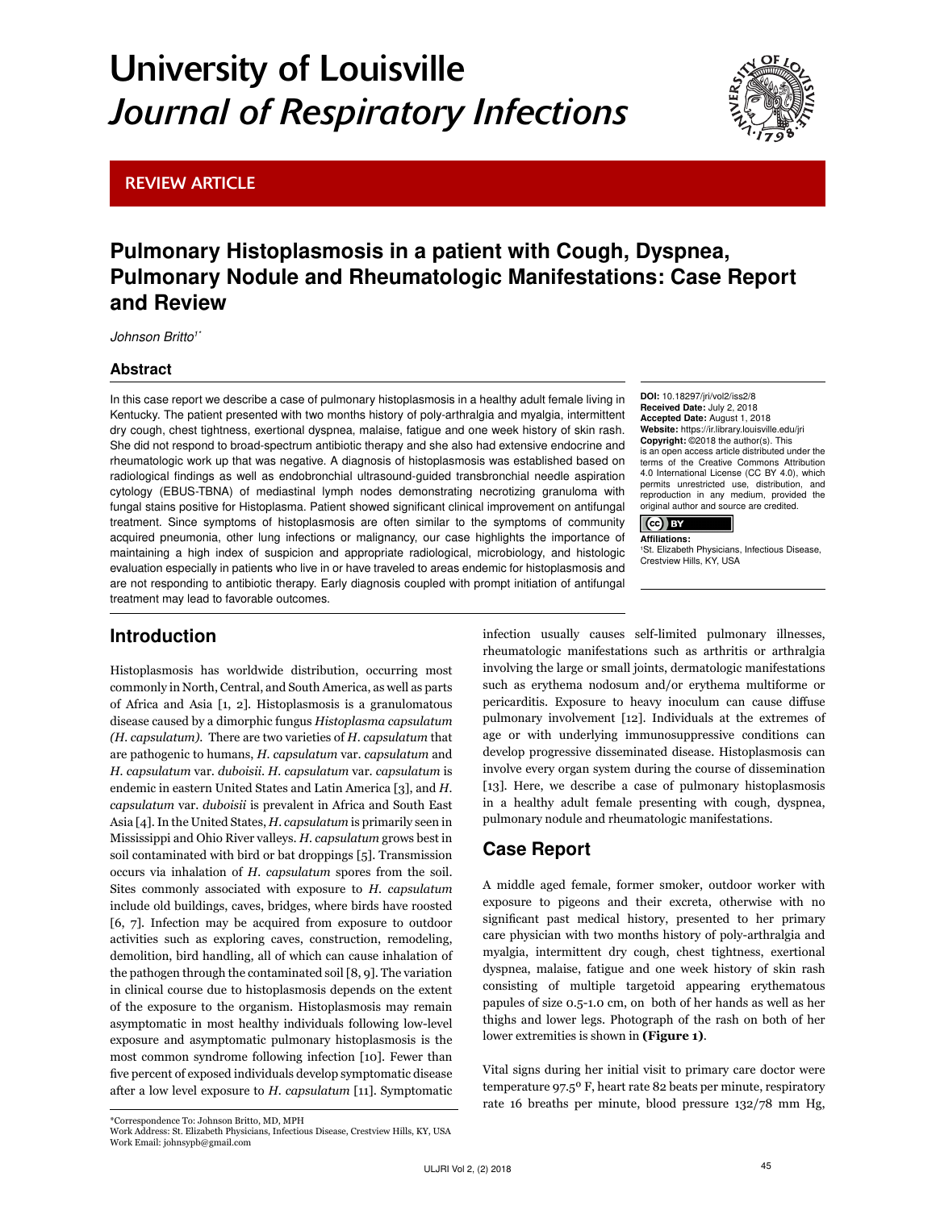# University of Louisville *Journal of Respiratory Infections*

REVIEW ARTICLE

## Pulmonary Histoplasmosis in a patient with Cough, Dyspnea, Pulmonary Nodule and Rheumatologic Manifestations: Case Report and Review

*Johnson Britto[1*]*

### Abstract

In this case report we describe a case of pulmonary histoplasmosis in a healthy adult female living in Kentucky. The patient presented with two months history of poly-arthralgia and myalgia, intermittent dry cough, chest tightness, exertional dyspnea, malaise, fatigue and one week history of skin rash. She did not respond to broad-spectrum antibiotic therapy and she also had extensive endocrine and rheumatologic work up that was negative. A diagnosis of histoplasmosis was established based on radiological findings as well as endobronchial ultrasound-guided transbronchial needle aspiration cytology (EBUS-TBNA) of mediastinal lymph nodes demonstrating necrotizing granuloma with fungal stains positive for Histoplasma. Patient showed significant clinical improvement on antifungal treatment. Since symptoms of histoplasmosis are often similar to the symptoms of community acquired pneumonia, other lung infections or malignancy, our case highlights the importance of maintaining a high index of suspicion and appropriate radiological, microbiology, and histologic evaluation especially in patients who live in or have traveled to areas endemic for histoplasmosis and are not responding to antibiotic therapy. Early diagnosis coupled with prompt initiation of antifungal treatment may lead to favorable outcomes.

**DOI:** 10.18297/jri/vol2/iss2/8
**Received Date:** July 2, 2018
**Accepted Date:** August 1, 2018
**Website:** https://ir.library.louisville.edu/jri
**Copyright:** ©2018 the author(s). This is an open access article distributed under the terms of the Creative Commons Attribution 4.0 International License (CC BY 4.0), which permits unrestricted use, distribution, and reproduction in any medium, provided the original author and source are credited.

**Affiliations:**
[1]St. Elizabeth Physicians, Infectious Disease, Crestview Hills, KY, USA

## Introduction

Histoplasmosis has worldwide distribution, occurring most commonly in North, Central, and South America, as well as parts of Africa and Asia [1, 2]. Histoplasmosis is a granulomatous disease caused by a dimorphic fungus *Histoplasma capsulatum (H. capsulatum)*. There are two varieties of *H. capsulatum* that are pathogenic to humans, *H. capsulatum* var. *capsulatum* and *H. capsulatum* var. *duboisii*. *H. capsulatum* var. *capsulatum* is endemic in eastern United States and Latin America [3], and *H. capsulatum* var. *duboisii* is prevalent in Africa and South East Asia [4]. In the United States, *H. capsulatum* is primarily seen in Mississippi and Ohio River valleys. *H. capsulatum* grows best in soil contaminated with bird or bat droppings [5]. Transmission occurs via inhalation of *H. capsulatum* spores from the soil. Sites commonly associated with exposure to *H. capsulatum* include old buildings, caves, bridges, where birds have roosted [6, 7]. Infection may be acquired from exposure to outdoor activities such as exploring caves, construction, remodeling, demolition, bird handling, all of which can cause inhalation of the pathogen through the contaminated soil [8, 9]. The variation in clinical course due to histoplasmosis depends on the extent of the exposure to the organism. Histoplasmosis may remain asymptomatic in most healthy individuals following low-level exposure and asymptomatic pulmonary histoplasmosis is the most common syndrome following infection [10]. Fewer than five percent of exposed individuals develop symptomatic disease after a low level exposure to *H. capsulatum* [11]. Symptomatic infection usually causes self-limited pulmonary illnesses, rheumatologic manifestations such as arthritis or arthralgia involving the large or small joints, dermatologic manifestations such as erythema nodosum and/or erythema multiforme or pericarditis. Exposure to heavy inoculum can cause diffuse pulmonary involvement [12]. Individuals at the extremes of age or with underlying immunosuppressive conditions can develop progressive disseminated disease. Histoplasmosis can involve every organ system during the course of dissemination [13]. Here, we describe a case of pulmonary histoplasmosis in a healthy adult female presenting with cough, dyspnea, pulmonary nodule and rheumatologic manifestations.

## Case Report

A middle aged female, former smoker, outdoor worker with exposure to pigeons and their excreta, otherwise with no significant past medical history, presented to her primary care physician with two months history of poly-arthralgia and myalgia, intermittent dry cough, chest tightness, exertional dyspnea, malaise, fatigue and one week history of skin rash consisting of multiple targetoid appearing erythematous papules of size 0.5-1.0 cm, on both of her hands as well as her thighs and lower legs. Photograph of the rash on both of her lower extremities is shown in **(Figure 1)**.

Vital signs during her initial visit to primary care doctor were temperature 97.5° F, heart rate 82 beats per minute, respiratory rate 16 breaths per minute, blood pressure 132/78 mm Hg,

*Correspondence To: Johnson Britto, MD, MPH
Work Address: St. Elizabeth Physicians, Infectious Disease, Crestview Hills, KY, USA
Work Email: johnsypb@gmail.com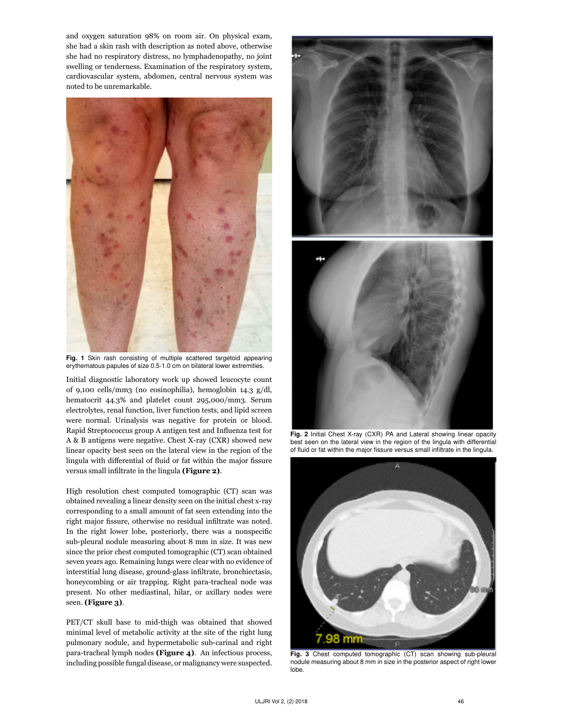and oxygen saturation 98% on room air. On physical exam, she had a skin rash with description as noted above, otherwise she had no respiratory distress, no lymphadenopathy, no joint swelling or tenderness. Examination of the respiratory system, cardiovascular system, abdomen, central nervous system was noted to be unremarkable.

**Fig. 1** Skin rash consisting of multiple scattered targetoid appearing erythematous papules of size 0.5-1.0 cm on bilateral lower extremities.

Initial diagnostic laboratory work up showed leucocyte count of 9,100 cells/mm3 (no eosinophilia), hemoglobin 14.3 g/dl, hematocrit 44.3% and platelet count 295,000/mm3. Serum electrolytes, renal function, liver function tests, and lipid screen were normal. Urinalysis was negative for protein or blood. Rapid Streptococcus group A antigen test and Influenza test for A & B antigens were negative. Chest X-ray (CXR) showed new linear opacity best seen on the lateral view in the region of the lingula with differential of fluid or fat within the major fissure versus small infiltrate in the lingula **(Figure 2)**.

High resolution chest computed tomographic (CT) scan was obtained revealing a linear density seen on the initial chest x-ray corresponding to a small amount of fat seen extending into the right major fissure, otherwise no residual infiltrate was noted. In the right lower lobe, posteriorly, there was a nonspecific sub-pleural nodule measuring about 8 mm in size. It was new since the prior chest computed tomographic (CT) scan obtained seven years ago. Remaining lungs were clear with no evidence of interstitial lung disease, ground-glass infiltrate, bronchiectasis, honeycombing or air trapping. Right para-tracheal node was present. No other mediastinal, hilar, or axillary nodes were seen. **(Figure 3)**.

PET/CT skull base to mid-thigh was obtained that showed minimal level of metabolic activity at the site of the right lung pulmonary nodule, and hypermetabolic sub-carinal and right para-tracheal lymph nodes **(Figure 4)**. An infectious process, including possible fungal disease, or malignancy were suspected.

**Fig. 2** Initial Chest X-ray (CXR) PA and Lateral showing linear opacity best seen on the lateral view in the region of the lingula with differential of fluid or fat within the major fissure versus small infiltrate in the lingula.

**Fig. 3** Chest computed tomographic (CT) scan showing sub-pleural nodule measuring about 8 mm in size in the posterior aspect of right lower lobe.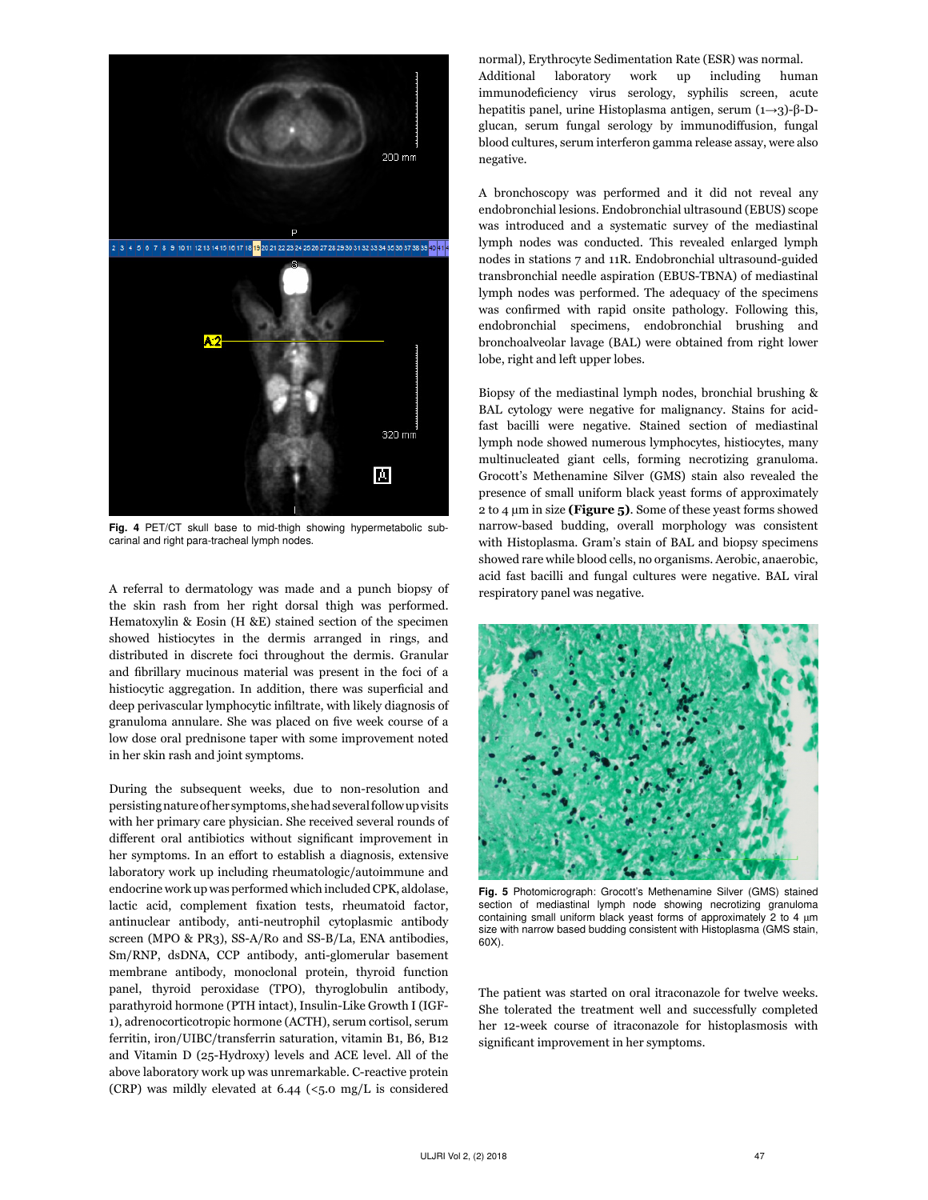Fig. 4 PET/CT skull base to mid-thigh showing hypermetabolic sub-carinal and right para-tracheal lymph nodes.

A referral to dermatology was made and a punch biopsy of the skin rash from her right dorsal thigh was performed. Hematoxylin & Eosin (H &E) stained section of the specimen showed histiocytes in the dermis arranged in rings, and distributed in discrete foci throughout the dermis. Granular and fibrillary mucinous material was present in the foci of a histiocytic aggregation. In addition, there was superficial and deep perivascular lymphocytic infiltrate, with likely diagnosis of granuloma annulare. She was placed on five week course of a low dose oral prednisone taper with some improvement noted in her skin rash and joint symptoms.

During the subsequent weeks, due to non-resolution and persisting nature of her symptoms, she had several follow up visits with her primary care physician. She received several rounds of different oral antibiotics without significant improvement in her symptoms. In an effort to establish a diagnosis, extensive laboratory work up including rheumatologic/autoimmune and endocrine work up was performed which included CPK, aldolase, lactic acid, complement fixation tests, rheumatoid factor, antinuclear antibody, anti-neutrophil cytoplasmic antibody screen (MPO & PR3), SS-A/Ro and SS-B/La, ENA antibodies, Sm/RNP, dsDNA, CCP antibody, anti-glomerular basement membrane antibody, monoclonal protein, thyroid function panel, thyroid peroxidase (TPO), thyroglobulin antibody, parathyroid hormone (PTH intact), Insulin-Like Growth I (IGF-1), adrenocorticotropic hormone (ACTH), serum cortisol, serum ferritin, iron/UIBC/transferrin saturation, vitamin B1, B6, B12 and Vitamin D (25-Hydroxy) levels and ACE level. All of the above laboratory work up was unremarkable. C-reactive protein (CRP) was mildly elevated at 6.44 (<5.0 mg/L is considered normal), Erythrocyte Sedimentation Rate (ESR) was normal. Additional laboratory work up including human immunodeficiency virus serology, syphilis screen, acute hepatitis panel, urine Histoplasma antigen, serum (1→3)-β-D-glucan, serum fungal serology by immunodiffusion, fungal blood cultures, serum interferon gamma release assay, were also negative.

A bronchoscopy was performed and it did not reveal any endobronchial lesions. Endobronchial ultrasound (EBUS) scope was introduced and a systematic survey of the mediastinal lymph nodes was conducted. This revealed enlarged lymph nodes in stations 7 and 11R. Endobronchial ultrasound-guided transbronchial needle aspiration (EBUS-TBNA) of mediastinal lymph nodes was performed. The adequacy of the specimens was confirmed with rapid onsite pathology. Following this, endobronchial specimens, endobronchial brushing and bronchoalveolar lavage (BAL) were obtained from right lower lobe, right and left upper lobes.

Biopsy of the mediastinal lymph nodes, bronchial brushing & BAL cytology were negative for malignancy. Stains for acid-fast bacilli were negative. Stained section of mediastinal lymph node showed numerous lymphocytes, histiocytes, many multinucleated giant cells, forming necrotizing granuloma. Grocott's Methenamine Silver (GMS) stain also revealed the presence of small uniform black yeast forms of approximately 2 to 4 μm in size **(Figure 5)**. Some of these yeast forms showed narrow-based budding, overall morphology was consistent with Histoplasma. Gram's stain of BAL and biopsy specimens showed rare while blood cells, no organisms. Aerobic, anaerobic, acid fast bacilli and fungal cultures were negative. BAL viral respiratory panel was negative.

Fig. 5 Photomicrograph: Grocott's Methenamine Silver (GMS) stained section of mediastinal lymph node showing necrotizing granuloma containing small uniform black yeast forms of approximately 2 to 4 μm size with narrow based budding consistent with Histoplasma (GMS stain, 60X).

The patient was started on oral itraconazole for twelve weeks. She tolerated the treatment well and successfully completed her 12-week course of itraconazole for histoplasmosis with significant improvement in her symptoms.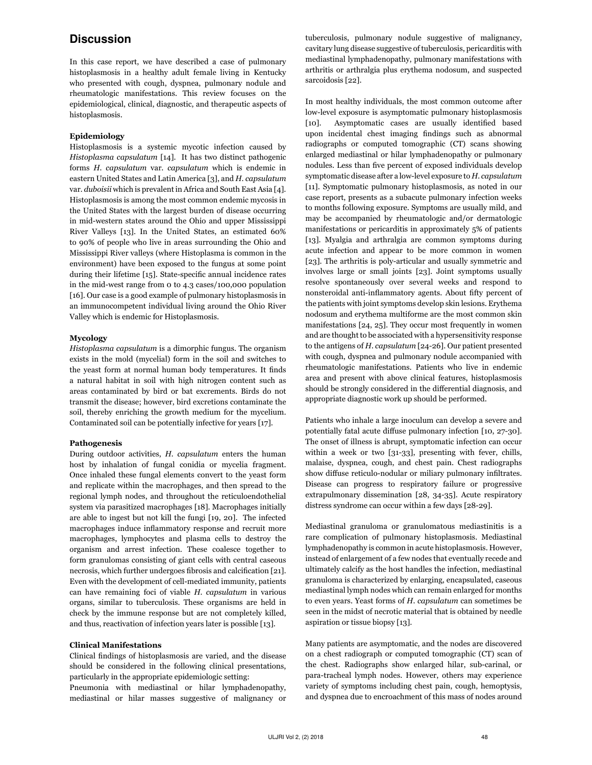## Discussion

In this case report, we have described a case of pulmonary histoplasmosis in a healthy adult female living in Kentucky who presented with cough, dyspnea, pulmonary nodule and rheumatologic manifestations. This review focuses on the epidemiological, clinical, diagnostic, and therapeutic aspects of histoplasmosis.

**Epidemiology**

Histoplasmosis is a systemic mycotic infection caused by *Histoplasma capsulatum* [14]. It has two distinct pathogenic forms *H. capsulatum* var. *capsulatum* which is endemic in eastern United States and Latin America [3], and *H. capsulatum* var. *duboisii* which is prevalent in Africa and South East Asia [4]. Histoplasmosis is among the most common endemic mycosis in the United States with the largest burden of disease occurring in mid-western states around the Ohio and upper Mississippi River Valleys [13]. In the United States, an estimated 60% to 90% of people who live in areas surrounding the Ohio and Mississippi River valleys (where Histoplasma is common in the environment) have been exposed to the fungus at some point during their lifetime [15]. State-specific annual incidence rates in the mid-west range from 0 to 4.3 cases/100,000 population [16]. Our case is a good example of pulmonary histoplasmosis in an immunocompetent individual living around the Ohio River Valley which is endemic for Histoplasmosis.

**Mycology**

*Histoplasma capsulatum* is a dimorphic fungus. The organism exists in the mold (mycelial) form in the soil and switches to the yeast form at normal human body temperatures. It finds a natural habitat in soil with high nitrogen content such as areas contaminated by bird or bat excrements. Birds do not transmit the disease; however, bird excretions contaminate the soil, thereby enriching the growth medium for the mycelium. Contaminated soil can be potentially infective for years [17].

**Pathogenesis**

During outdoor activities, *H. capsulatum* enters the human host by inhalation of fungal conidia or mycelia fragment. Once inhaled these fungal elements convert to the yeast form and replicate within the macrophages, and then spread to the regional lymph nodes, and throughout the reticuloendothelial system via parasitized macrophages [18]. Macrophages initially are able to ingest but not kill the fungi [19, 20]. The infected macrophages induce inflammatory response and recruit more macrophages, lymphocytes and plasma cells to destroy the organism and arrest infection. These coalesce together to form granulomas consisting of giant cells with central caseous necrosis, which further undergoes fibrosis and calcification [21]. Even with the development of cell-mediated immunity, patients can have remaining foci of viable *H. capsulatum* in various organs, similar to tuberculosis. These organisms are held in check by the immune response but are not completely killed, and thus, reactivation of infection years later is possible [13].

**Clinical Manifestations**

Clinical findings of histoplasmosis are varied, and the disease should be considered in the following clinical presentations, particularly in the appropriate epidemiologic setting:

Pneumonia with mediastinal or hilar lymphadenopathy, mediastinal or hilar masses suggestive of malignancy or tuberculosis, pulmonary nodule suggestive of malignancy, cavitary lung disease suggestive of tuberculosis, pericarditis with mediastinal lymphadenopathy, pulmonary manifestations with arthritis or arthralgia plus erythema nodosum, and suspected sarcoidosis [22].

In most healthy individuals, the most common outcome after low-level exposure is asymptomatic pulmonary histoplasmosis [10]. Asymptomatic cases are usually identified based upon incidental chest imaging findings such as abnormal radiographs or computed tomographic (CT) scans showing enlarged mediastinal or hilar lymphadenopathy or pulmonary nodules. Less than five percent of exposed individuals develop symptomatic disease after a low-level exposure to *H. capsulatum* [11]. Symptomatic pulmonary histoplasmosis, as noted in our case report, presents as a subacute pulmonary infection weeks to months following exposure. Symptoms are usually mild, and may be accompanied by rheumatologic and/or dermatologic manifestations or pericarditis in approximately 5% of patients [13]. Myalgia and arthralgia are common symptoms during acute infection and appear to be more common in women [23]. The arthritis is poly-articular and usually symmetric and involves large or small joints [23]. Joint symptoms usually resolve spontaneously over several weeks and respond to nonsteroidal anti-inflammatory agents. About fifty percent of the patients with joint symptoms develop skin lesions. Erythema nodosum and erythema multiforme are the most common skin manifestations [24, 25]. They occur most frequently in women and are thought to be associated with a hypersensitivity response to the antigens of *H. capsulatum* [24-26]. Our patient presented with cough, dyspnea and pulmonary nodule accompanied with rheumatologic manifestations. Patients who live in endemic area and present with above clinical features, histoplasmosis should be strongly considered in the differential diagnosis, and appropriate diagnostic work up should be performed.

Patients who inhale a large inoculum can develop a severe and potentially fatal acute diffuse pulmonary infection [10, 27-30]. The onset of illness is abrupt, symptomatic infection can occur within a week or two [31-33], presenting with fever, chills, malaise, dyspnea, cough, and chest pain. Chest radiographs show diffuse reticulo-nodular or miliary pulmonary infiltrates. Disease can progress to respiratory failure or progressive extrapulmonary dissemination [28, 34-35]. Acute respiratory distress syndrome can occur within a few days [28-29].

Mediastinal granuloma or granulomatous mediastinitis is a rare complication of pulmonary histoplasmosis. Mediastinal lymphadenopathy is common in acute histoplasmosis. However, instead of enlargement of a few nodes that eventually recede and ultimately calcify as the host handles the infection, mediastinal granuloma is characterized by enlarging, encapsulated, caseous mediastinal lymph nodes which can remain enlarged for months to even years. Yeast forms of *H. capsulatum* can sometimes be seen in the midst of necrotic material that is obtained by needle aspiration or tissue biopsy [13].

Many patients are asymptomatic, and the nodes are discovered on a chest radiograph or computed tomographic (CT) scan of the chest. Radiographs show enlarged hilar, sub-carinal, or para-tracheal lymph nodes. However, others may experience variety of symptoms including chest pain, cough, hemoptysis, and dyspnea due to encroachment of this mass of nodes around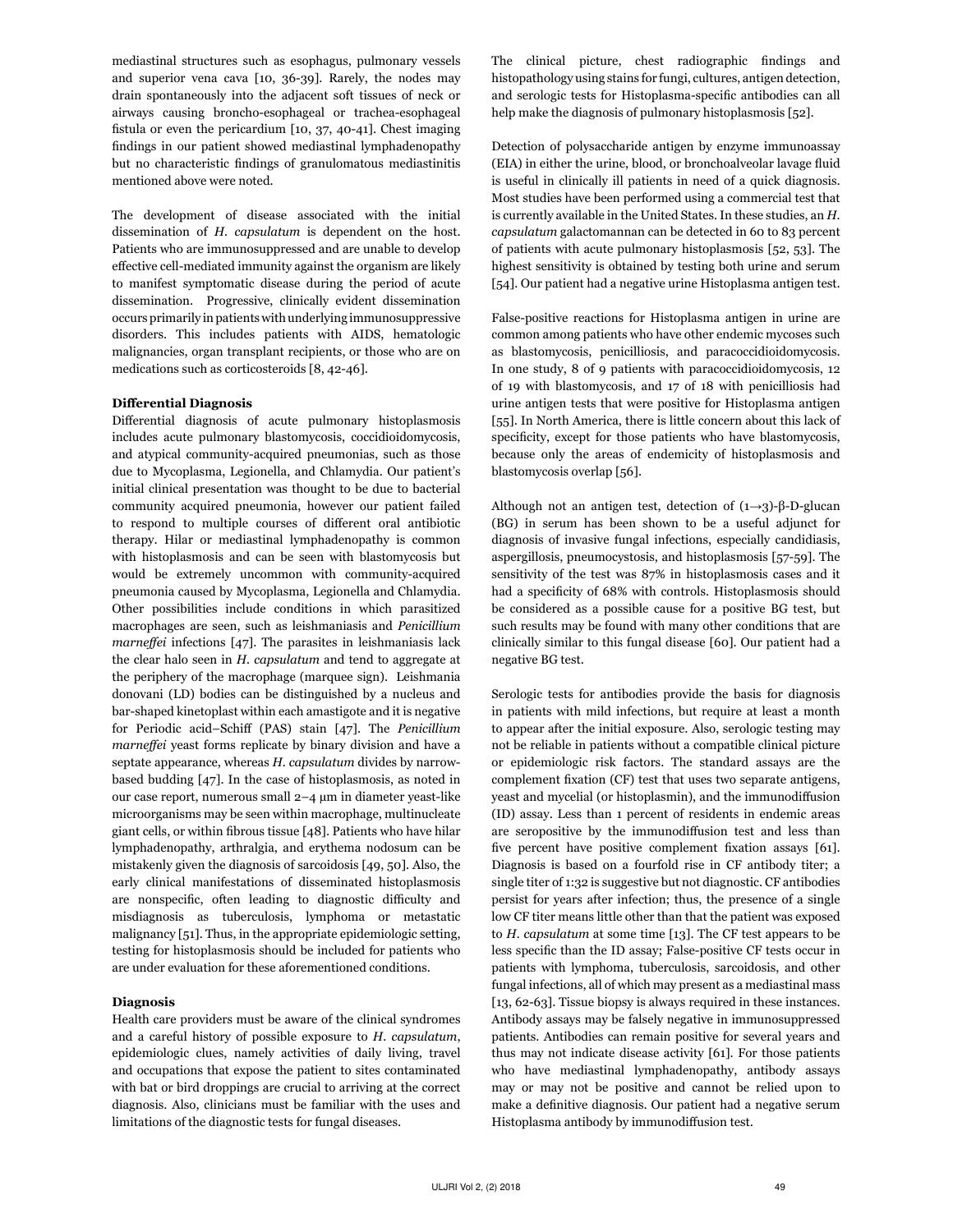mediastinal structures such as esophagus, pulmonary vessels and superior vena cava [10, 36-39]. Rarely, the nodes may drain spontaneously into the adjacent soft tissues of neck or airways causing broncho-esophageal or trachea-esophageal fistula or even the pericardium [10, 37, 40-41]. Chest imaging findings in our patient showed mediastinal lymphadenopathy but no characteristic findings of granulomatous mediastinitis mentioned above were noted.

The development of disease associated with the initial dissemination of *H. capsulatum* is dependent on the host. Patients who are immunosuppressed and are unable to develop effective cell-mediated immunity against the organism are likely to manifest symptomatic disease during the period of acute dissemination. Progressive, clinically evident dissemination occurs primarily in patients with underlying immunosuppressive disorders. This includes patients with AIDS, hematologic malignancies, organ transplant recipients, or those who are on medications such as corticosteroids [8, 42-46].

**Differential Diagnosis**

Differential diagnosis of acute pulmonary histoplasmosis includes acute pulmonary blastomycosis, coccidioidomycosis, and atypical community-acquired pneumonias, such as those due to Mycoplasma, Legionella, and Chlamydia. Our patient's initial clinical presentation was thought to be due to bacterial community acquired pneumonia, however our patient failed to respond to multiple courses of different oral antibiotic therapy. Hilar or mediastinal lymphadenopathy is common with histoplasmosis and can be seen with blastomycosis but would be extremely uncommon with community-acquired pneumonia caused by Mycoplasma, Legionella and Chlamydia. Other possibilities include conditions in which parasitized macrophages are seen, such as leishmaniasis and *Penicillium marneffei* infections [47]. The parasites in leishmaniasis lack the clear halo seen in *H. capsulatum* and tend to aggregate at the periphery of the macrophage (marquee sign). Leishmania donovani (LD) bodies can be distinguished by a nucleus and bar-shaped kinetoplast within each amastigote and it is negative for Periodic acid–Schiff (PAS) stain [47]. The *Penicillium marneffei* yeast forms replicate by binary division and have a septate appearance, whereas *H. capsulatum* divides by narrow-based budding [47]. In the case of histoplasmosis, as noted in our case report, numerous small 2–4 μm in diameter yeast-like microorganisms may be seen within macrophage, multinucleate giant cells, or within fibrous tissue [48]. Patients who have hilar lymphadenopathy, arthralgia, and erythema nodosum can be mistakenly given the diagnosis of sarcoidosis [49, 50]. Also, the early clinical manifestations of disseminated histoplasmosis are nonspecific, often leading to diagnostic difficulty and misdiagnosis as tuberculosis, lymphoma or metastatic malignancy [51]. Thus, in the appropriate epidemiologic setting, testing for histoplasmosis should be included for patients who are under evaluation for these aforementioned conditions.

**Diagnosis**

Health care providers must be aware of the clinical syndromes and a careful history of possible exposure to *H. capsulatum*, epidemiologic clues, namely activities of daily living, travel and occupations that expose the patient to sites contaminated with bat or bird droppings are crucial to arriving at the correct diagnosis. Also, clinicians must be familiar with the uses and limitations of the diagnostic tests for fungal diseases.

The clinical picture, chest radiographic findings and histopathology using stains for fungi, cultures, antigen detection, and serologic tests for Histoplasma-specific antibodies can all help make the diagnosis of pulmonary histoplasmosis [52].

Detection of polysaccharide antigen by enzyme immunoassay (EIA) in either the urine, blood, or bronchoalveolar lavage fluid is useful in clinically ill patients in need of a quick diagnosis. Most studies have been performed using a commercial test that is currently available in the United States. In these studies, an *H. capsulatum* galactomannan can be detected in 60 to 83 percent of patients with acute pulmonary histoplasmosis [52, 53]. The highest sensitivity is obtained by testing both urine and serum [54]. Our patient had a negative urine Histoplasma antigen test.

False-positive reactions for Histoplasma antigen in urine are common among patients who have other endemic mycoses such as blastomycosis, penicilliosis, and paracoccidioidomycosis. In one study, 8 of 9 patients with paracoccidioidomycosis, 12 of 19 with blastomycosis, and 17 of 18 with penicilliosis had urine antigen tests that were positive for Histoplasma antigen [55]. In North America, there is little concern about this lack of specificity, except for those patients who have blastomycosis, because only the areas of endemicity of histoplasmosis and blastomycosis overlap [56].

Although not an antigen test, detection of (1→3)-β-D-glucan (BG) in serum has been shown to be a useful adjunct for diagnosis of invasive fungal infections, especially candidiasis, aspergillosis, pneumocystosis, and histoplasmosis [57-59]. The sensitivity of the test was 87% in histoplasmosis cases and it had a specificity of 68% with controls. Histoplasmosis should be considered as a possible cause for a positive BG test, but such results may be found with many other conditions that are clinically similar to this fungal disease [60]. Our patient had a negative BG test.

Serologic tests for antibodies provide the basis for diagnosis in patients with mild infections, but require at least a month to appear after the initial exposure. Also, serologic testing may not be reliable in patients without a compatible clinical picture or epidemiologic risk factors. The standard assays are the complement fixation (CF) test that uses two separate antigens, yeast and mycelial (or histoplasmin), and the immunodiffusion (ID) assay. Less than 1 percent of residents in endemic areas are seropositive by the immunodiffusion test and less than five percent have positive complement fixation assays [61]. Diagnosis is based on a fourfold rise in CF antibody titer; a single titer of 1:32 is suggestive but not diagnostic. CF antibodies persist for years after infection; thus, the presence of a single low CF titer means little other than that the patient was exposed to *H. capsulatum* at some time [13]. The CF test appears to be less specific than the ID assay; False-positive CF tests occur in patients with lymphoma, tuberculosis, sarcoidosis, and other fungal infections, all of which may present as a mediastinal mass [13, 62-63]. Tissue biopsy is always required in these instances. Antibody assays may be falsely negative in immunosuppressed patients. Antibodies can remain positive for several years and thus may not indicate disease activity [61]. For those patients who have mediastinal lymphadenopathy, antibody assays may or may not be positive and cannot be relied upon to make a definitive diagnosis. Our patient had a negative serum Histoplasma antibody by immunodiffusion test.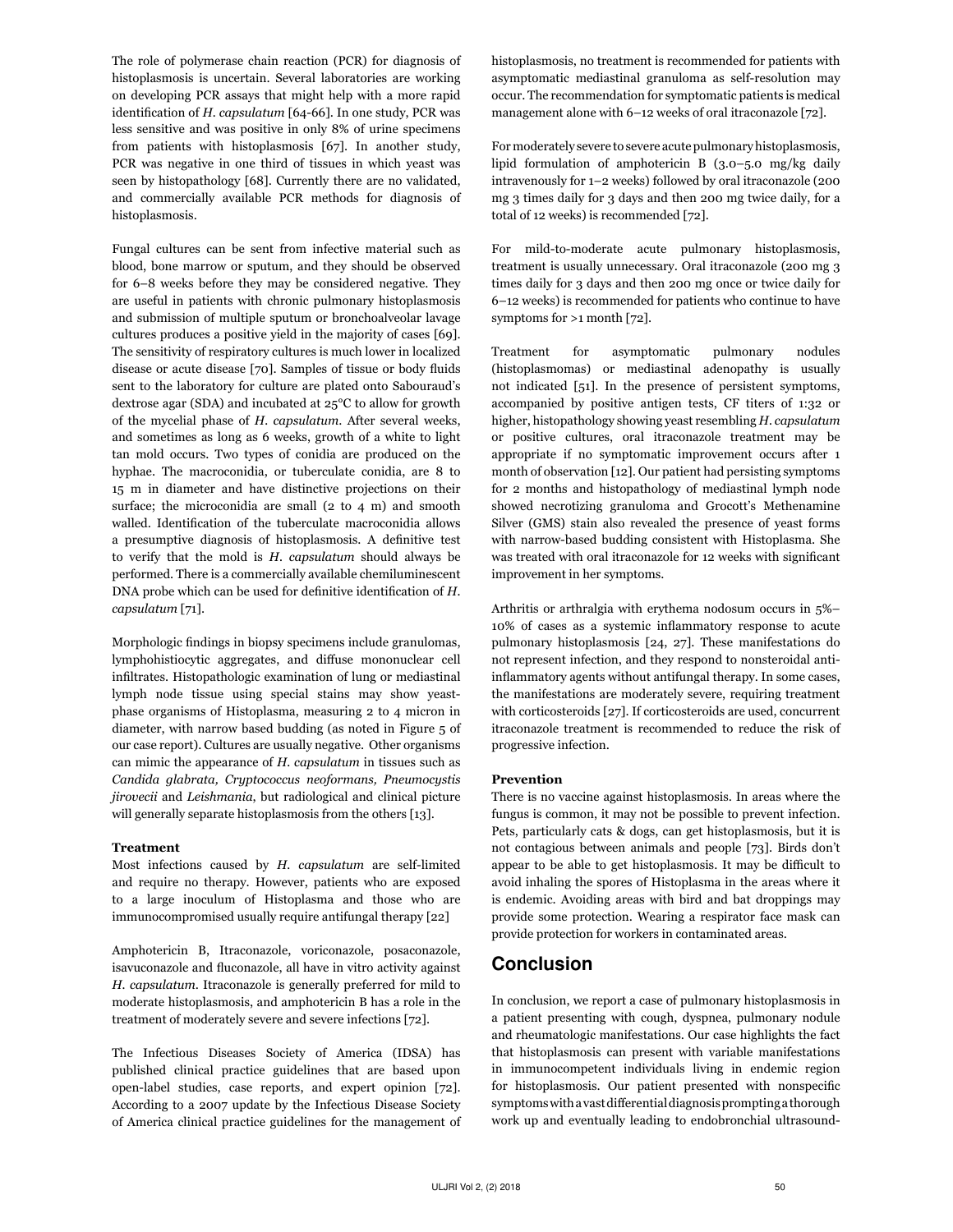The role of polymerase chain reaction (PCR) for diagnosis of histoplasmosis is uncertain. Several laboratories are working on developing PCR assays that might help with a more rapid identification of *H. capsulatum* [64-66]. In one study, PCR was less sensitive and was positive in only 8% of urine specimens from patients with histoplasmosis [67]. In another study, PCR was negative in one third of tissues in which yeast was seen by histopathology [68]. Currently there are no validated, and commercially available PCR methods for diagnosis of histoplasmosis.

Fungal cultures can be sent from infective material such as blood, bone marrow or sputum, and they should be observed for 6–8 weeks before they may be considered negative. They are useful in patients with chronic pulmonary histoplasmosis and submission of multiple sputum or bronchoalveolar lavage cultures produces a positive yield in the majority of cases [69]. The sensitivity of respiratory cultures is much lower in localized disease or acute disease [70]. Samples of tissue or body fluids sent to the laboratory for culture are plated onto Sabouraud's dextrose agar (SDA) and incubated at 25°C to allow for growth of the mycelial phase of *H. capsulatum.* After several weeks, and sometimes as long as 6 weeks, growth of a white to light tan mold occurs. Two types of conidia are produced on the hyphae. The macroconidia, or tuberculate conidia, are 8 to 15 m in diameter and have distinctive projections on their surface; the microconidia are small (2 to 4 m) and smooth walled. Identification of the tuberculate macroconidia allows a presumptive diagnosis of histoplasmosis. A definitive test to verify that the mold is *H. capsulatum* should always be performed. There is a commercially available chemiluminescent DNA probe which can be used for definitive identification of *H. capsulatum* [71].

Morphologic findings in biopsy specimens include granulomas, lymphohistiocytic aggregates, and diffuse mononuclear cell infiltrates. Histopathologic examination of lung or mediastinal lymph node tissue using special stains may show yeast-phase organisms of Histoplasma, measuring 2 to 4 micron in diameter, with narrow based budding (as noted in Figure 5 of our case report). Cultures are usually negative. Other organisms can mimic the appearance of *H. capsulatum* in tissues such as *Candida glabrata, Cryptococcus neoformans, Pneumocystis jirovecii* and *Leishmania,* but radiological and clinical picture will generally separate histoplasmosis from the others [13].

**Treatment**

Most infections caused by *H. capsulatum* are self-limited and require no therapy. However, patients who are exposed to a large inoculum of Histoplasma and those who are immunocompromised usually require antifungal therapy [22]

Amphotericin B, Itraconazole, voriconazole, posaconazole, isavuconazole and fluconazole, all have in vitro activity against *H. capsulatum.* Itraconazole is generally preferred for mild to moderate histoplasmosis, and amphotericin B has a role in the treatment of moderately severe and severe infections [72].

The Infectious Diseases Society of America (IDSA) has published clinical practice guidelines that are based upon open-label studies, case reports, and expert opinion [72]. According to a 2007 update by the Infectious Disease Society of America clinical practice guidelines for the management of histoplasmosis, no treatment is recommended for patients with asymptomatic mediastinal granuloma as self-resolution may occur. The recommendation for symptomatic patients is medical management alone with 6–12 weeks of oral itraconazole [72].

For moderately severe to severe acute pulmonary histoplasmosis, lipid formulation of amphotericin B (3.0–5.0 mg/kg daily intravenously for 1–2 weeks) followed by oral itraconazole (200 mg 3 times daily for 3 days and then 200 mg twice daily, for a total of 12 weeks) is recommended [72].

For mild-to-moderate acute pulmonary histoplasmosis, treatment is usually unnecessary. Oral itraconazole (200 mg 3 times daily for 3 days and then 200 mg once or twice daily for 6–12 weeks) is recommended for patients who continue to have symptoms for >1 month [72].

Treatment for asymptomatic pulmonary nodules (histoplasmomas) or mediastinal adenopathy is usually not indicated [51]. In the presence of persistent symptoms, accompanied by positive antigen tests, CF titers of 1:32 or higher, histopathology showing yeast resembling *H. capsulatum* or positive cultures, oral itraconazole treatment may be appropriate if no symptomatic improvement occurs after 1 month of observation [12]. Our patient had persisting symptoms for 2 months and histopathology of mediastinal lymph node showed necrotizing granuloma and Grocott's Methenamine Silver (GMS) stain also revealed the presence of yeast forms with narrow-based budding consistent with Histoplasma. She was treated with oral itraconazole for 12 weeks with significant improvement in her symptoms.

Arthritis or arthralgia with erythema nodosum occurs in 5%–10% of cases as a systemic inflammatory response to acute pulmonary histoplasmosis [24, 27]. These manifestations do not represent infection, and they respond to nonsteroidal anti-inflammatory agents without antifungal therapy. In some cases, the manifestations are moderately severe, requiring treatment with corticosteroids [27]. If corticosteroids are used, concurrent itraconazole treatment is recommended to reduce the risk of progressive infection.

**Prevention**

There is no vaccine against histoplasmosis. In areas where the fungus is common, it may not be possible to prevent infection. Pets, particularly cats & dogs, can get histoplasmosis, but it is not contagious between animals and people [73]. Birds don't appear to be able to get histoplasmosis. It may be difficult to avoid inhaling the spores of Histoplasma in the areas where it is endemic. Avoiding areas with bird and bat droppings may provide some protection. Wearing a respirator face mask can provide protection for workers in contaminated areas.

## Conclusion

In conclusion, we report a case of pulmonary histoplasmosis in a patient presenting with cough, dyspnea, pulmonary nodule and rheumatologic manifestations. Our case highlights the fact that histoplasmosis can present with variable manifestations in immunocompetent individuals living in endemic region for histoplasmosis. Our patient presented with nonspecific symptoms with a vast differential diagnosis prompting a thorough work up and eventually leading to endobronchial ultrasound-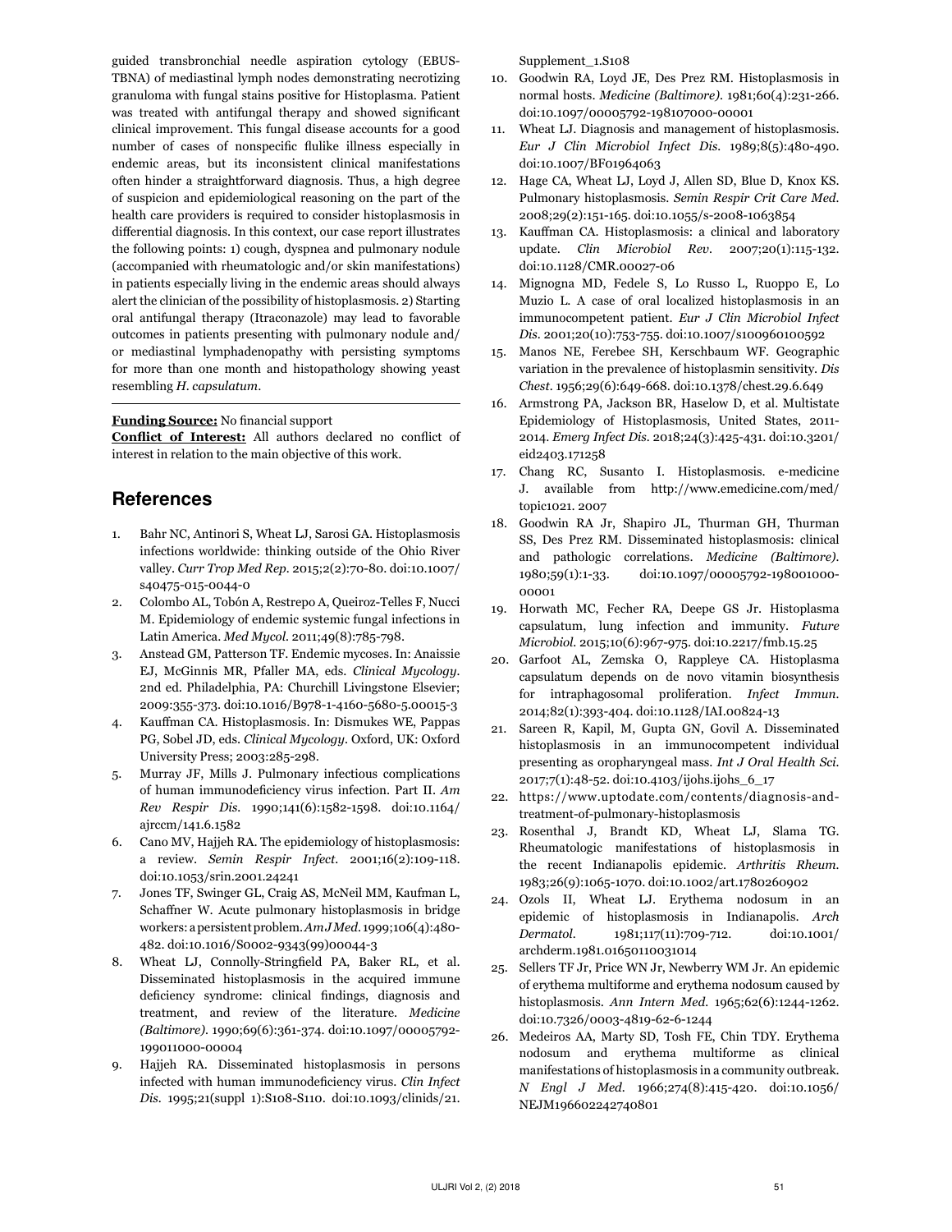guided transbronchial needle aspiration cytology (EBUS-TBNA) of mediastinal lymph nodes demonstrating necrotizing granuloma with fungal stains positive for Histoplasma. Patient was treated with antifungal therapy and showed significant clinical improvement. This fungal disease accounts for a good number of cases of nonspecific flulike illness especially in endemic areas, but its inconsistent clinical manifestations often hinder a straightforward diagnosis. Thus, a high degree of suspicion and epidemiological reasoning on the part of the health care providers is required to consider histoplasmosis in differential diagnosis. In this context, our case report illustrates the following points: 1) cough, dyspnea and pulmonary nodule (accompanied with rheumatologic and/or skin manifestations) in patients especially living in the endemic areas should always alert the clinician of the possibility of histoplasmosis. 2) Starting oral antifungal therapy (Itraconazole) may lead to favorable outcomes in patients presenting with pulmonary nodule and/or mediastinal lymphadenopathy with persisting symptoms for more than one month and histopathology showing yeast resembling *H. capsulatum*.

---

**Funding Source:** No financial support

**Conflict of Interest:** All authors declared no conflict of interest in relation to the main objective of this work.

## References

1. Bahr NC, Antinori S, Wheat LJ, Sarosi GA. Histoplasmosis infections worldwide: thinking outside of the Ohio River valley. *Curr Trop Med Rep.* 2015;2(2):70-80. doi:10.1007/s40475-015-0044-0
2. Colombo AL, Tobón A, Restrepo A, Queiroz-Telles F, Nucci M. Epidemiology of endemic systemic fungal infections in Latin America. *Med Mycol.* 2011;49(8):785-798.
3. Anstead GM, Patterson TF. Endemic mycoses. In: Anaissie EJ, McGinnis MR, Pfaller MA, eds. *Clinical Mycology*. 2nd ed. Philadelphia, PA: Churchill Livingstone Elsevier; 2009:355-373. doi:10.1016/B978-1-4160-5680-5.00015-3
4. Kauffman CA. Histoplasmosis. In: Dismukes WE, Pappas PG, Sobel JD, eds. *Clinical Mycology.* Oxford, UK: Oxford University Press; 2003:285-298.
5. Murray JF, Mills J. Pulmonary infectious complications of human immunodeficiency virus infection. Part II. *Am Rev Respir Dis.* 1990;141(6):1582-1598. doi:10.1164/ajrccm/141.6.1582
6. Cano MV, Hajjeh RA. The epidemiology of histoplasmosis: a review. *Semin Respir Infect.* 2001;16(2):109-118. doi:10.1053/srin.2001.24241
7. Jones TF, Swinger GL, Craig AS, McNeil MM, Kaufman L, Schaffner W. Acute pulmonary histoplasmosis in bridge workers: a persistent problem. *Am J Med.* 1999;106(4):480-482. doi:10.1016/S0002-9343(99)00044-3
8. Wheat LJ, Connolly-Stringfield PA, Baker RL, et al. Disseminated histoplasmosis in the acquired immune deficiency syndrome: clinical findings, diagnosis and treatment, and review of the literature. *Medicine (Baltimore).* 1990;69(6):361-374. doi:10.1097/00005792-199011000-00004
9. Hajjeh RA. Disseminated histoplasmosis in persons infected with human immunodeficiency virus. *Clin Infect Dis.* 1995;21(suppl 1):S108-S110. doi:10.1093/clinids/21.Supplement_1.S108
10. Goodwin RA, Loyd JE, Des Prez RM. Histoplasmosis in normal hosts. *Medicine (Baltimore).* 1981;60(4):231-266. doi:10.1097/00005792-198107000-00001
11. Wheat LJ. Diagnosis and management of histoplasmosis. *Eur J Clin Microbiol Infect Dis.* 1989;8(5):480-490. doi:10.1007/BF01964063
12. Hage CA, Wheat LJ, Loyd J, Allen SD, Blue D, Knox KS. Pulmonary histoplasmosis. *Semin Respir Crit Care Med.* 2008;29(2):151-165. doi:10.1055/s-2008-1063854
13. Kauffman CA. Histoplasmosis: a clinical and laboratory update. *Clin Microbiol Rev.* 2007;20(1):115-132. doi:10.1128/CMR.00027-06
14. Mignogna MD, Fedele S, Lo Russo L, Ruoppo E, Lo Muzio L. A case of oral localized histoplasmosis in an immunocompetent patient. *Eur J Clin Microbiol Infect Dis.* 2001;20(10):753-755. doi:10.1007/s100960100592
15. Manos NE, Ferebee SH, Kerschbaum WF. Geographic variation in the prevalence of histoplasmin sensitivity. *Dis Chest.* 1956;29(6):649-668. doi:10.1378/chest.29.6.649
16. Armstrong PA, Jackson BR, Haselow D, et al. Multistate Epidemiology of Histoplasmosis, United States, 2011-2014. *Emerg Infect Dis.* 2018;24(3):425-431. doi:10.3201/eid2403.171258
17. Chang RC, Susanto I. Histoplasmosis. e-medicine J. available from http://www.emedicine.com/med/topic1021. 2007
18. Goodwin RA Jr, Shapiro JL, Thurman GH, Thurman SS, Des Prez RM. Disseminated histoplasmosis: clinical and pathologic correlations. *Medicine (Baltimore).* 1980;59(1):1-33. doi:10.1097/00005792-198001000-00001
19. Horwath MC, Fecher RA, Deepe GS Jr. Histoplasma capsulatum, lung infection and immunity. *Future Microbiol.* 2015;10(6):967-975. doi:10.2217/fmb.15.25
20. Garfoot AL, Zemska O, Rappleye CA. Histoplasma capsulatum depends on de novo vitamin biosynthesis for intraphagosomal proliferation. *Infect Immun.* 2014;82(1):393-404. doi:10.1128/IAI.00824-13
21. Sareen R, Kapil, M, Gupta GN, Govil A. Disseminated histoplasmosis in an immunocompetent individual presenting as oropharyngeal mass. *Int J Oral Health Sci.* 2017;7(1):48-52. doi:10.4103/ijohs.ijohs_6_17
22. https://www.uptodate.com/contents/diagnosis-and-treatment-of-pulmonary-histoplasmosis
23. Rosenthal J, Brandt KD, Wheat LJ, Slama TG. Rheumatologic manifestations of histoplasmosis in the recent Indianapolis epidemic. *Arthritis Rheum.* 1983;26(9):1065-1070. doi:10.1002/art.1780260902
24. Ozols II, Wheat LJ. Erythema nodosum in an epidemic of histoplasmosis in Indianapolis. *Arch Dermatol.* 1981;117(11):709-712. doi:10.1001/archderm.1981.01650110031014
25. Sellers TF Jr, Price WN Jr, Newberry WM Jr. An epidemic of erythema multiforme and erythema nodosum caused by histoplasmosis. *Ann Intern Med.* 1965;62(6):1244-1262. doi:10.7326/0003-4819-62-6-1244
26. Medeiros AA, Marty SD, Tosh FE, Chin TDY. Erythema nodosum and erythema multiforme as clinical manifestations of histoplasmosis in a community outbreak. *N Engl J Med.* 1966;274(8):415-420. doi:10.1056/NEJM196602242740801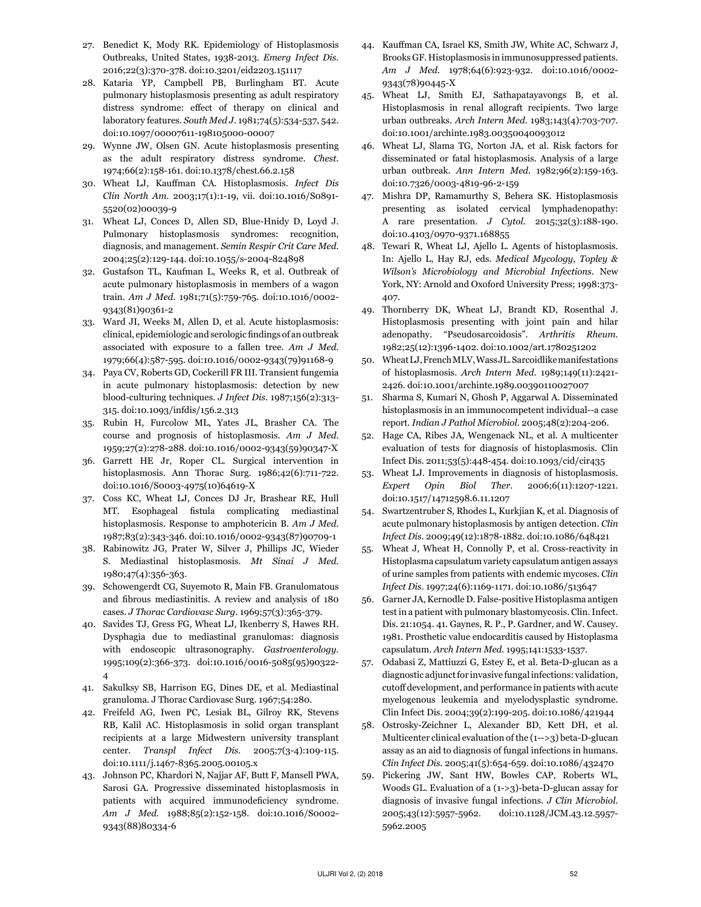27. Benedict K, Mody RK. Epidemiology of Histoplasmosis Outbreaks, United States, 1938-2013. *Emerg Infect Dis*. 2016;22(3):370-378. doi:10.3201/eid2203.151117
28. Kataria YP, Campbell PB, Burlingham BT. Acute pulmonary histoplasmosis presenting as adult respiratory distress syndrome: effect of therapy on clinical and laboratory features. *South Med J*. 1981;74(5):534-537, 542. doi:10.1097/00007611-198105000-00007
29. Wynne JW, Olsen GN. Acute histoplasmosis presenting as the adult respiratory distress syndrome. *Chest*. 1974;66(2):158-161. doi:10.1378/chest.66.2.158
30. Wheat LJ, Kauffman CA. Histoplasmosis. *Infect Dis Clin North Am*. 2003;17(1):1-19, vii. doi:10.1016/S0891-5520(02)00039-9
31. Wheat LJ, Conces D, Allen SD, Blue-Hnidy D, Loyd J. Pulmonary histoplasmosis syndromes: recognition, diagnosis, and management. *Semin Respir Crit Care Med*. 2004;25(2):129-144. doi:10.1055/s-2004-824898
32. Gustafson TL, Kaufman L, Weeks R, et al. Outbreak of acute pulmonary histoplasmosis in members of a wagon train. *Am J Med*. 1981;71(5):759-765. doi:10.1016/0002-9343(81)90361-2
33. Ward JI, Weeks M, Allen D, et al. Acute histoplasmosis: clinical, epidemiologic and serologic findings of an outbreak associated with exposure to a fallen tree. *Am J Med*. 1979;66(4):587-595. doi:10.1016/0002-9343(79)91168-9
34. Paya CV, Roberts GD, Cockerill FR III. Transient fungemia in acute pulmonary histoplasmosis: detection by new blood-culturing techniques. *J Infect Dis*. 1987;156(2):313-315. doi:10.1093/infdis/156.2.313
35. Rubin H, Furcolow ML, Yates JL, Brasher CA. The course and prognosis of histoplasmosis. *Am J Med*. 1959;27(2):278-288. doi:10.1016/0002-9343(59)90347-X
36. Garrett HE Jr, Roper CL. Surgical intervention in histoplasmosis. Ann Thorac Surg. 1986;42(6):711-722. doi:10.1016/S0003-4975(10)64619-X
37. Coss KC, Wheat LJ, Conces DJ Jr, Brashear RE, Hull MT. Esophageal fistula complicating mediastinal histoplasmosis. Response to amphotericin B. *Am J Med*. 1987;83(2):343-346. doi:10.1016/0002-9343(87)90709-1
38. Rabinowitz JG, Prater W, Silver J, Phillips JC, Wieder S. Mediastinal histoplasmosis. *Mt Sinai J Med*. 1980;47(4):356-363.
39. Schowengerdt CG, Suyemoto R, Main FB. Granulomatous and fibrous mediastinitis. A review and analysis of 180 cases. *J Thorac Cardiovasc Surg*. 1969;57(3):365-379.
40. Savides TJ, Gress FG, Wheat LJ, Ikenberry S, Hawes RH. Dysphagia due to mediastinal granulomas: diagnosis with endoscopic ultrasonography. *Gastroenterology*. 1995;109(2):366-373. doi:10.1016/0016-5085(95)90322-4
41. Sakulksy SB, Harrison EG, Dines DE, et al. Mediastinal granuloma. J Thorac Cardiovasc Surg. 1967;54:280.
42. Freifeld AG, Iwen PC, Lesiak BL, Gilroy RK, Stevens RB, Kalil AC. Histoplasmosis in solid organ transplant recipients at a large Midwestern university transplant center. *Transpl Infect Dis*. 2005;7(3-4):109-115. doi:10.1111/j.1467-8365.2005.00105.x
43. Johnson PC, Khardori N, Najjar AF, Butt F, Mansell PWA, Sarosi GA. Progressive disseminated histoplasmosis in patients with acquired immunodeficiency syndrome. *Am J Med*. 1988;85(2):152-158. doi:10.1016/S0002-9343(88)80334-6
44. Kauffman CA, Israel KS, Smith JW, White AC, Schwarz J, Brooks GF. Histoplasmosis in immunosuppressed patients. *Am J Med*. 1978;64(6):923-932. doi:10.1016/0002-9343(78)90445-X
45. Wheat LJ, Smith EJ, Sathapatayavongs B, et al. Histoplasmosis in renal allograft recipients. Two large urban outbreaks. *Arch Intern Med*. 1983;143(4):703-707. doi:10.1001/archinte.1983.00350040093012
46. Wheat LJ, Slama TG, Norton JA, et al. Risk factors for disseminated or fatal histoplasmosis. Analysis of a large urban outbreak. *Ann Intern Med*. 1982;96(2):159-163. doi:10.7326/0003-4819-96-2-159
47. Mishra DP, Ramamurthy S, Behera SK. Histoplasmosis presenting as isolated cervical lymphadenopathy: A rare presentation. *J Cytol*. 2015;32(3):188-190. doi:10.4103/0970-9371.168855
48. Tewari R, Wheat LJ, Ajello L. Agents of histoplasmosis. In: Ajello L, Hay RJ, eds. *Medical Mycology, Topley & Wilson's Microbiology and Microbial Infections*. New York, NY: Arnold and Oxford University Press; 1998:373-407.
49. Thornberry DK, Wheat LJ, Brandt KD, Rosenthal J. Histoplasmosis presenting with joint pain and hilar adenopathy. "Pseudosarcoidosis". *Arthritis Rheum*. 1982;25(12):1396-1402. doi:10.1002/art.1780251202
50. Wheat LJ, French MLV, Wass JL. Sarcoidlike manifestations of histoplasmosis. *Arch Intern Med*. 1989;149(11):2421-2426. doi:10.1001/archinte.1989.00390110027007
51. Sharma S, Kumari N, Ghosh P, Aggarwal A. Disseminated histoplasmosis in an immunocompetent individual--a case report. *Indian J Pathol Microbiol*. 2005;48(2):204-206.
52. Hage CA, Ribes JA, Wengenack NL, et al. A multicenter evaluation of tests for diagnosis of histoplasmosis. Clin Infect Dis. 2011;53(5):448-454. doi:10.1093/cid/cir435
53. Wheat LJ. Improvements in diagnosis of histoplasmosis. *Expert Opin Biol Ther*. 2006;6(11):1207-1221. doi:10.1517/14712598.6.11.1207
54. Swartzentruber S, Rhodes L, Kurkjian K, et al. Diagnosis of acute pulmonary histoplasmosis by antigen detection. *Clin Infect Dis*. 2009;49(12):1878-1882. doi:10.1086/648421
55. Wheat J, Wheat H, Connolly P, et al. Cross-reactivity in Histoplasma capsulatum variety capsulatum antigen assays of urine samples from patients with endemic mycoses. *Clin Infect Dis*. 1997;24(6):1169-1171. doi:10.1086/513647
56. Garner JA, Kernodle D. False-positive Histoplasma antigen test in a patient with pulmonary blastomycosis. Clin. Infect. Dis. 21:1054. 41. Gaynes, R. P., P. Gardner, and W. Causey. 1981. Prosthetic value endocarditis caused by Histoplasma capsulatum. *Arch Intern Med*. 1995;141:1533-1537.
57. Odabasi Z, Mattiuzzi G, Estey E, et al. Beta-D-glucan as a diagnostic adjunct for invasive fungal infections: validation, cutoff development, and performance in patients with acute myelogenous leukemia and myelodysplastic syndrome. Clin Infect Dis. 2004;39(2):199-205. doi:10.1086/421944
58. Ostrosky-Zeichner L, Alexander BD, Kett DH, et al. Multicenter clinical evaluation of the (1-->3) beta-D-glucan assay as an aid to diagnosis of fungal infections in humans. *Clin Infect Dis*. 2005;41(5):654-659. doi:10.1086/432470
59. Pickering JW, Sant HW, Bowles CAP, Roberts WL, Woods GL. Evaluation of a (1->3)-beta-D-glucan assay for diagnosis of invasive fungal infections. *J Clin Microbiol*. 2005;43(12):5957-5962. doi:10.1128/JCM.43.12.5957-5962.2005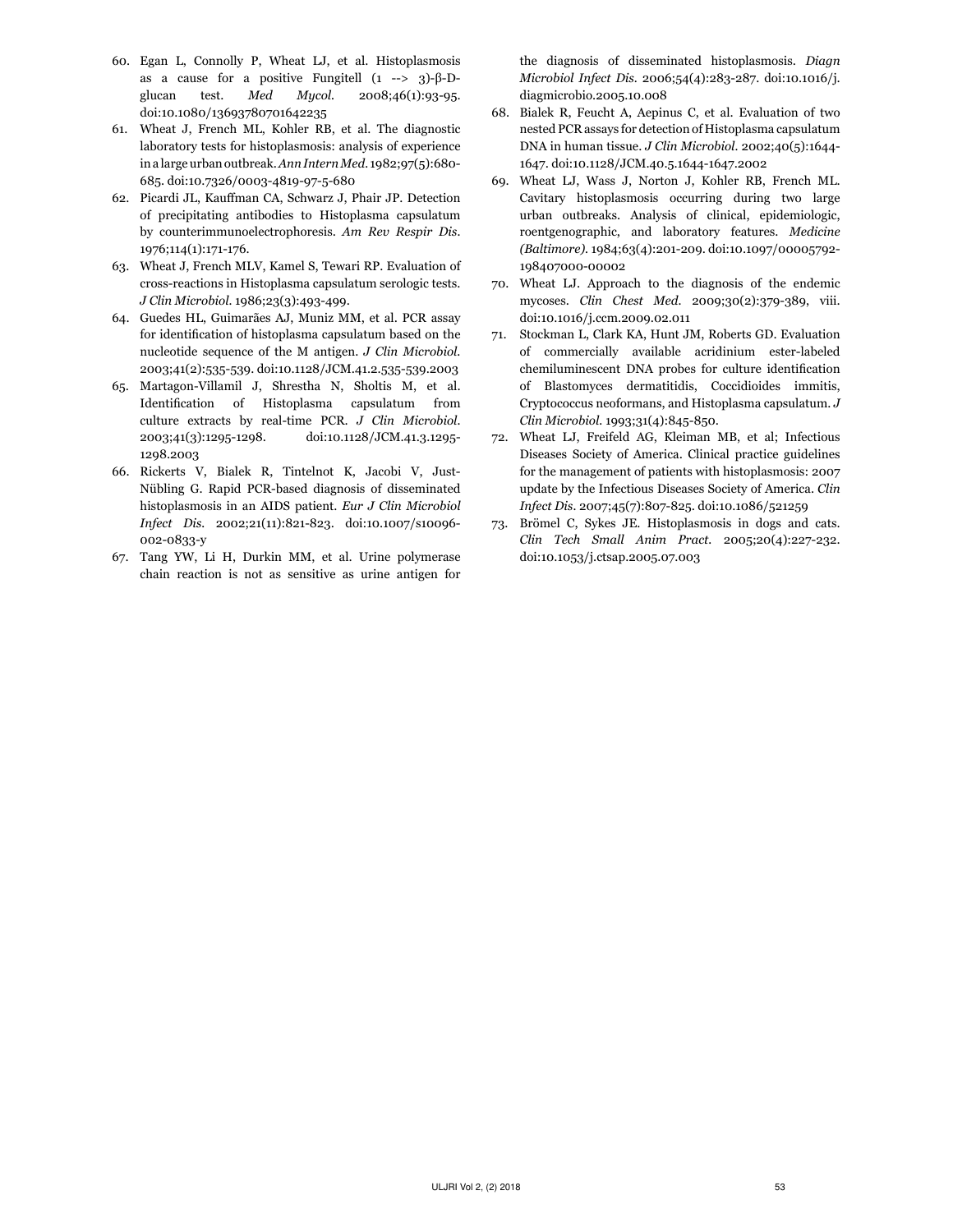60. Egan L, Connolly P, Wheat LJ, et al. Histoplasmosis as a cause for a positive Fungitell (1 --> 3)-β-D-glucan test. *Med Mycol.* 2008;46(1):93-95. doi:10.1080/13693780701642235
61. Wheat J, French ML, Kohler RB, et al. The diagnostic laboratory tests for histoplasmosis: analysis of experience in a large urban outbreak. *Ann Intern Med.* 1982;97(5):680-685. doi:10.7326/0003-4819-97-5-680
62. Picardi JL, Kauffman CA, Schwarz J, Phair JP. Detection of precipitating antibodies to Histoplasma capsulatum by counterimmunoelectrophoresis. *Am Rev Respir Dis.* 1976;114(1):171-176.
63. Wheat J, French MLV, Kamel S, Tewari RP. Evaluation of cross-reactions in Histoplasma capsulatum serologic tests. *J Clin Microbiol.* 1986;23(3):493-499.
64. Guedes HL, Guimarães AJ, Muniz MM, et al. PCR assay for identification of histoplasma capsulatum based on the nucleotide sequence of the M antigen. *J Clin Microbiol.* 2003;41(2):535-539. doi:10.1128/JCM.41.2.535-539.2003
65. Martagon-Villamil J, Shrestha N, Sholtis M, et al. Identification of Histoplasma capsulatum from culture extracts by real-time PCR. *J Clin Microbiol.* 2003;41(3):1295-1298. doi:10.1128/JCM.41.3.1295-1298.2003
66. Rickerts V, Bialek R, Tintelnot K, Jacobi V, Just-Nübling G. Rapid PCR-based diagnosis of disseminated histoplasmosis in an AIDS patient. *Eur J Clin Microbiol Infect Dis.* 2002;21(11):821-823. doi:10.1007/s10096-002-0833-y
67. Tang YW, Li H, Durkin MM, et al. Urine polymerase chain reaction is not as sensitive as urine antigen for the diagnosis of disseminated histoplasmosis. *Diagn Microbiol Infect Dis.* 2006;54(4):283-287. doi:10.1016/j.diagmicrobio.2005.10.008
68. Bialek R, Feucht A, Aepinus C, et al. Evaluation of two nested PCR assays for detection of Histoplasma capsulatum DNA in human tissue. *J Clin Microbiol.* 2002;40(5):1644-1647. doi:10.1128/JCM.40.5.1644-1647.2002
69. Wheat LJ, Wass J, Norton J, Kohler RB, French ML. Cavitary histoplasmosis occurring during two large urban outbreaks. Analysis of clinical, epidemiologic, roentgenographic, and laboratory features. *Medicine (Baltimore).* 1984;63(4):201-209. doi:10.1097/00005792-198407000-00002
70. Wheat LJ. Approach to the diagnosis of the endemic mycoses. *Clin Chest Med.* 2009;30(2):379-389, viii. doi:10.1016/j.ccm.2009.02.011
71. Stockman L, Clark KA, Hunt JM, Roberts GD. Evaluation of commercially available acridinium ester-labeled chemiluminescent DNA probes for culture identification of Blastomyces dermatitidis, Coccidioides immitis, Cryptococcus neoformans, and Histoplasma capsulatum. *J Clin Microbiol.* 1993;31(4):845-850.
72. Wheat LJ, Freifeld AG, Kleiman MB, et al; Infectious Diseases Society of America. Clinical practice guidelines for the management of patients with histoplasmosis: 2007 update by the Infectious Diseases Society of America. *Clin Infect Dis.* 2007;45(7):807-825. doi:10.1086/521259
73. Brömel C, Sykes JE. Histoplasmosis in dogs and cats. *Clin Tech Small Anim Pract.* 2005;20(4):227-232. doi:10.1053/j.ctsap.2005.07.003